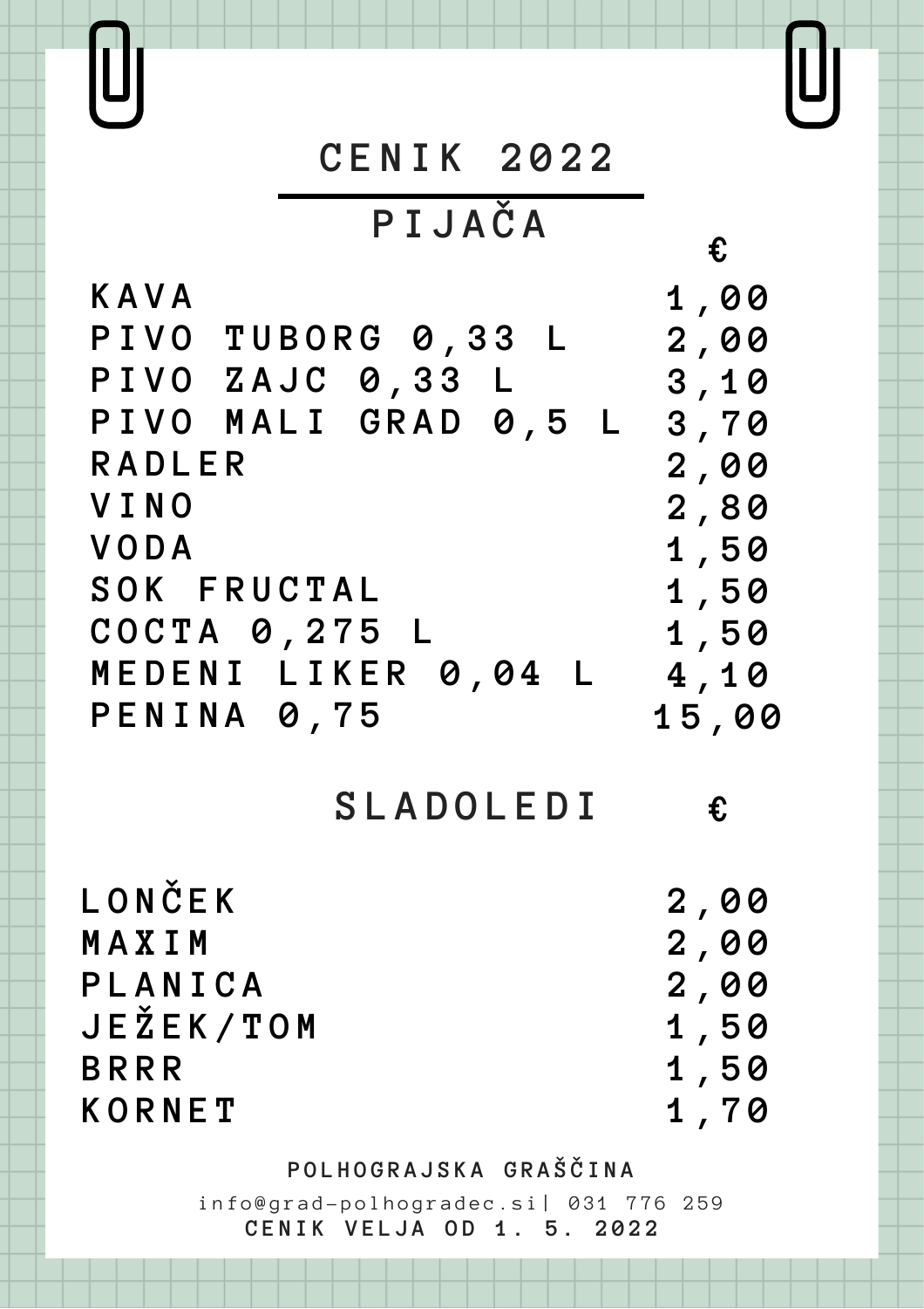# CENIK 2022

## PIJAČA

| | € |
|---|---|
| KAVA | 1,00 |
| PIVO TUBORG 0,33 L | 2,00 |
| PIVO ZAJC 0,33 L | 3,10 |
| PIVO MALI GRAD 0,5 L | 3,70 |
| RADLER | 2,00 |
| VINO | 2,80 |
| VODA | 1,50 |
| SOK FRUCTAL | 1,50 |
| COCTA 0,275 L | 1,50 |
| MEDENI LIKER 0,04 L | 4,10 |
| PENINA 0,75 | 15,00 |

## SLADOLEDI

| | € |
|---|---|
| LONČEK | 2,00 |
| MAXIM | 2,00 |
| PLANICA | 2,00 |
| JEŽEK/TOM | 1,50 |
| BRRR | 1,50 |
| KORNET | 1,70 |

POLHOGRAJSKA GRAŠČINA

info@grad-polhogradec.si| 031 776 259

CENIK VELJA OD 1. 5. 2022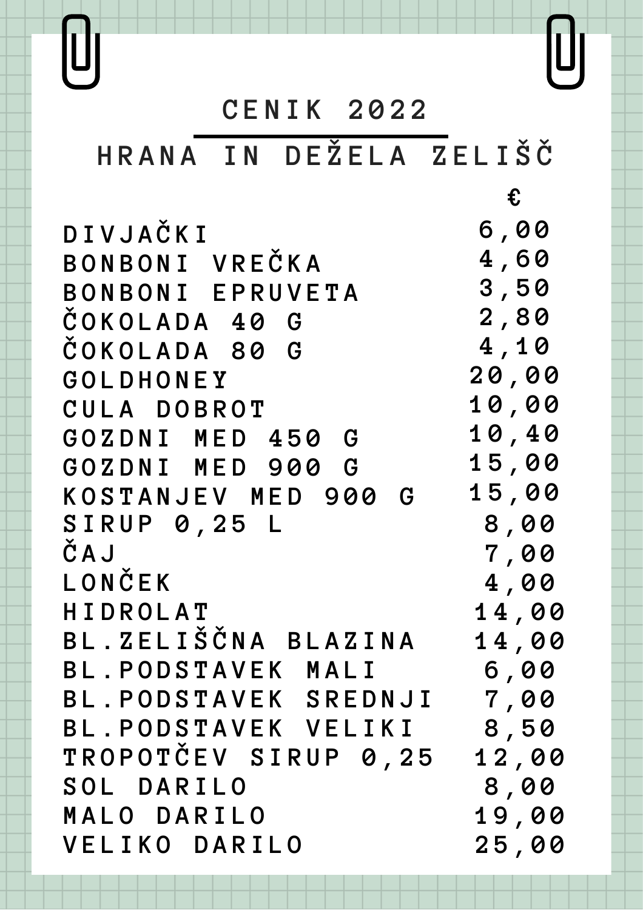# CENIK 2022

## HRANA IN DEŽELA ZELIŠČ

| | € |
|---|---|
| DIVJAČKI | 6,00 |
| BONBONI VREČKA | 4,60 |
| BONBONI EPRUVETA | 3,50 |
| ČOKOLADA 40 G | 2,80 |
| ČOKOLADA 80 G | 4,10 |
| GOLDHONEY | 20,00 |
| CULA DOBROT | 10,00 |
| GOZDNI MED 450 G | 10,40 |
| GOZDNI MED 900 G | 15,00 |
| KOSTANJEV MED 900 G | 15,00 |
| SIRUP 0,25 L | 8,00 |
| ČAJ | 7,00 |
| LONČEK | 4,00 |
| HIDROLAT | 14,00 |
| BL.ZELIŠČNA BLAZINA | 14,00 |
| BL.PODSTAVEK MALI | 6,00 |
| BL.PODSTAVEK SREDNJI | 7,00 |
| BL.PODSTAVEK VELIKI | 8,50 |
| TROPOTČEV SIRUP 0,25 | 12,00 |
| SOL DARILO | 8,00 |
| MALO DARILO | 19,00 |
| VELIKO DARILO | 25,00 |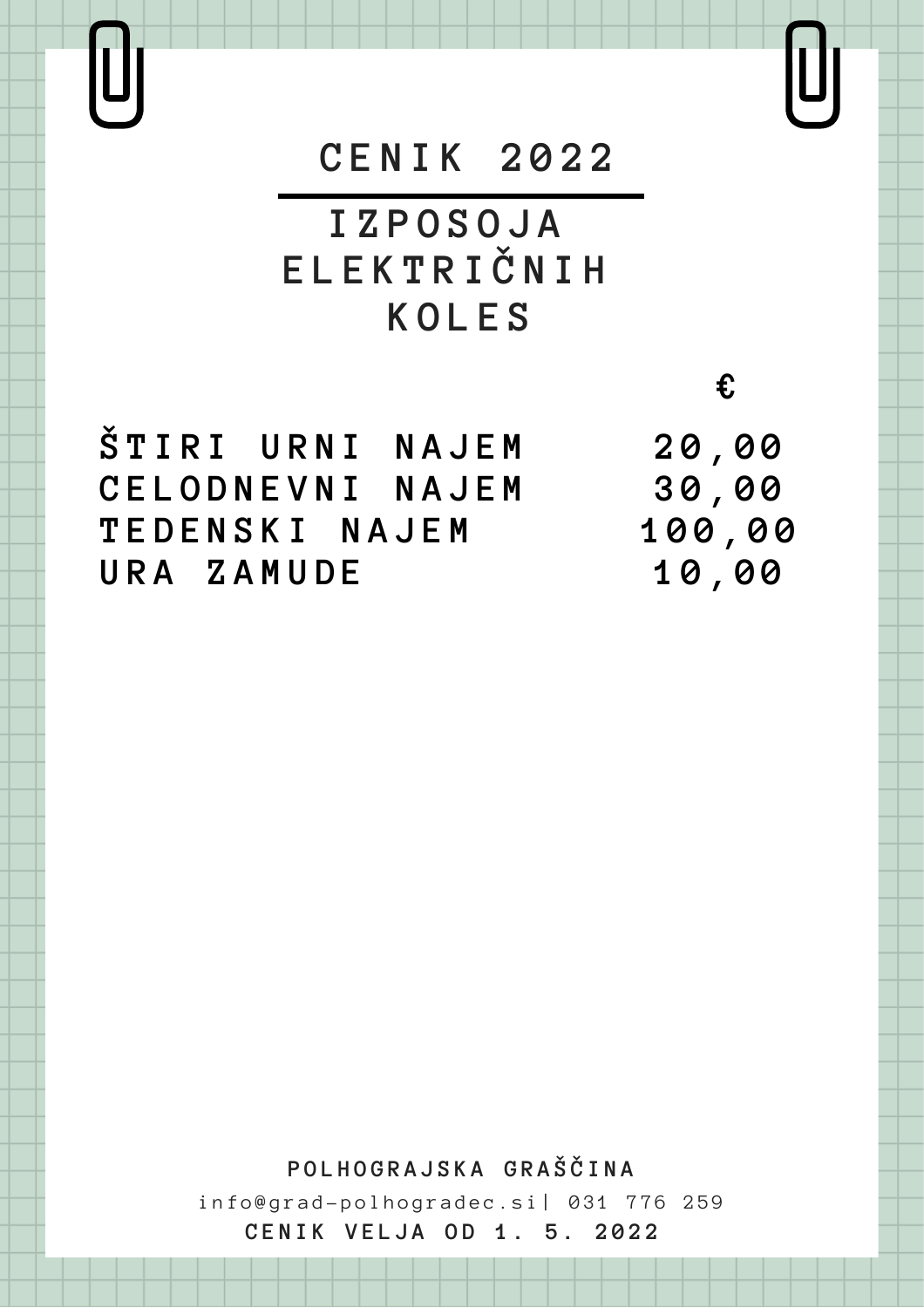# CENIK 2022

## IZPOSOJA ELEKTRIČNIH KOLES

| | € |
|---|---|
| ŠTIRI URNI NAJEM | 20,00 |
| CELODNEVNI NAJEM | 30,00 |
| TEDENSKI NAJEM | 100,00 |
| URA ZAMUDE | 10,00 |

POLHOGRAJSKA GRAŠČINA

info@grad-polhogradec.si| 031 776 259

CENIK VELJA OD 1. 5. 2022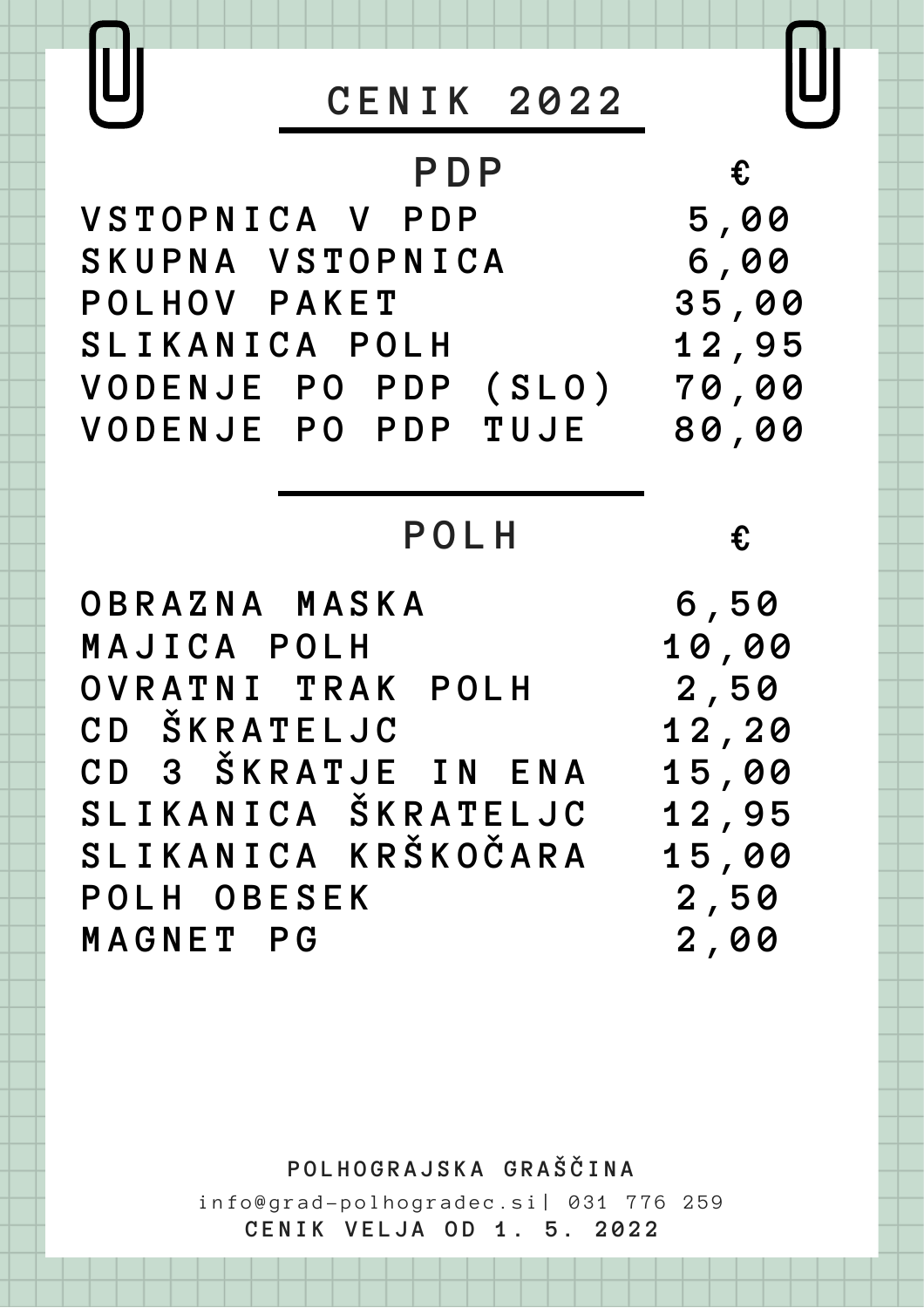# CENIK 2022

| PDP | € |
| --- | --- |
| VSTOPNICA V PDP | 5,00 |
| SKUPNA VSTOPNICA | 6,00 |
| POLHOV PAKET | 35,00 |
| SLIKANICA POLH | 12,95 |
| VODENJE PO PDP (SLO) | 70,00 |
| VODENJE PO PDP TUJE | 80,00 |

| POLH | € |
| --- | --- |
| OBRAZNA MASKA | 6,50 |
| MAJICA POLH | 10,00 |
| OVRATNI TRAK POLH | 2,50 |
| CD ŠKRATELJC | 12,20 |
| CD 3 ŠKRATJE IN ENA | 15,00 |
| SLIKANICA ŠKRATELJC | 12,95 |
| SLIKANICA KRŠKOČARA | 15,00 |
| POLH OBESEK | 2,50 |
| MAGNET PG | 2,00 |

POLHOGRAJSKA GRAŠČINA

info@grad-polhogradec.si| 031 776 259

CENIK VELJA OD 1. 5. 2022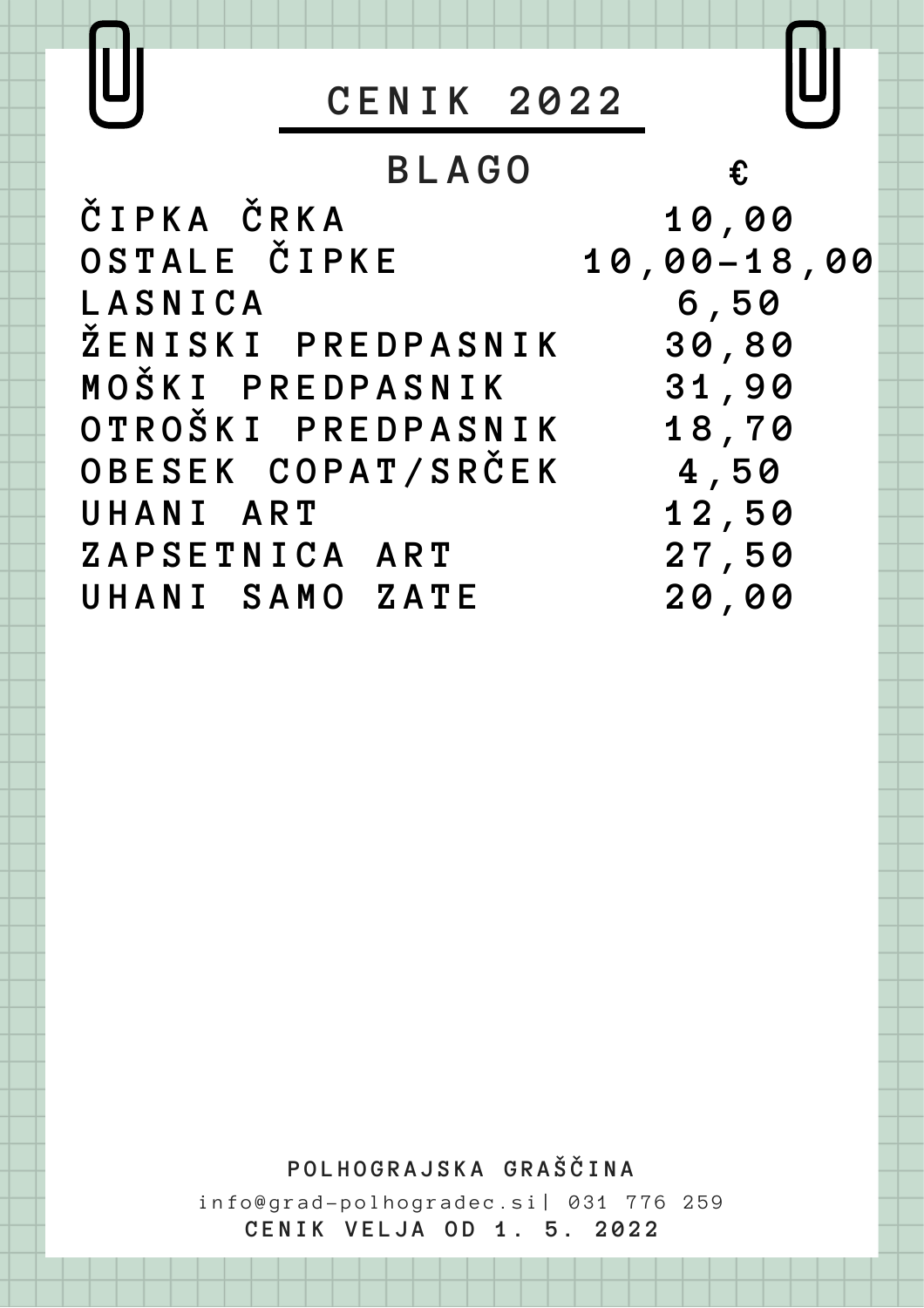# CENIK 2022

| BLAGO | € |
|---|---|
| ČIPKA ČRKA | 10,00 |
| OSTALE ČIPKE | 10,00–18,00 |
| LASNICA | 6,50 |
| ŽENISKI PREDPASNIK | 30,80 |
| MOŠKI PREDPASNIK | 31,90 |
| OTROŠKI PREDPASNIK | 18,70 |
| OBESEK COPAT/SRČEK | 4,50 |
| UHANI ART | 12,50 |
| ZAPSETNICA ART | 27,50 |
| UHANI SAMO ZATE | 20,00 |

POLHOGRAJSKA GRAŠČINA

info@grad-polhogradec.si| 031 776 259

CENIK VELJA OD 1. 5. 2022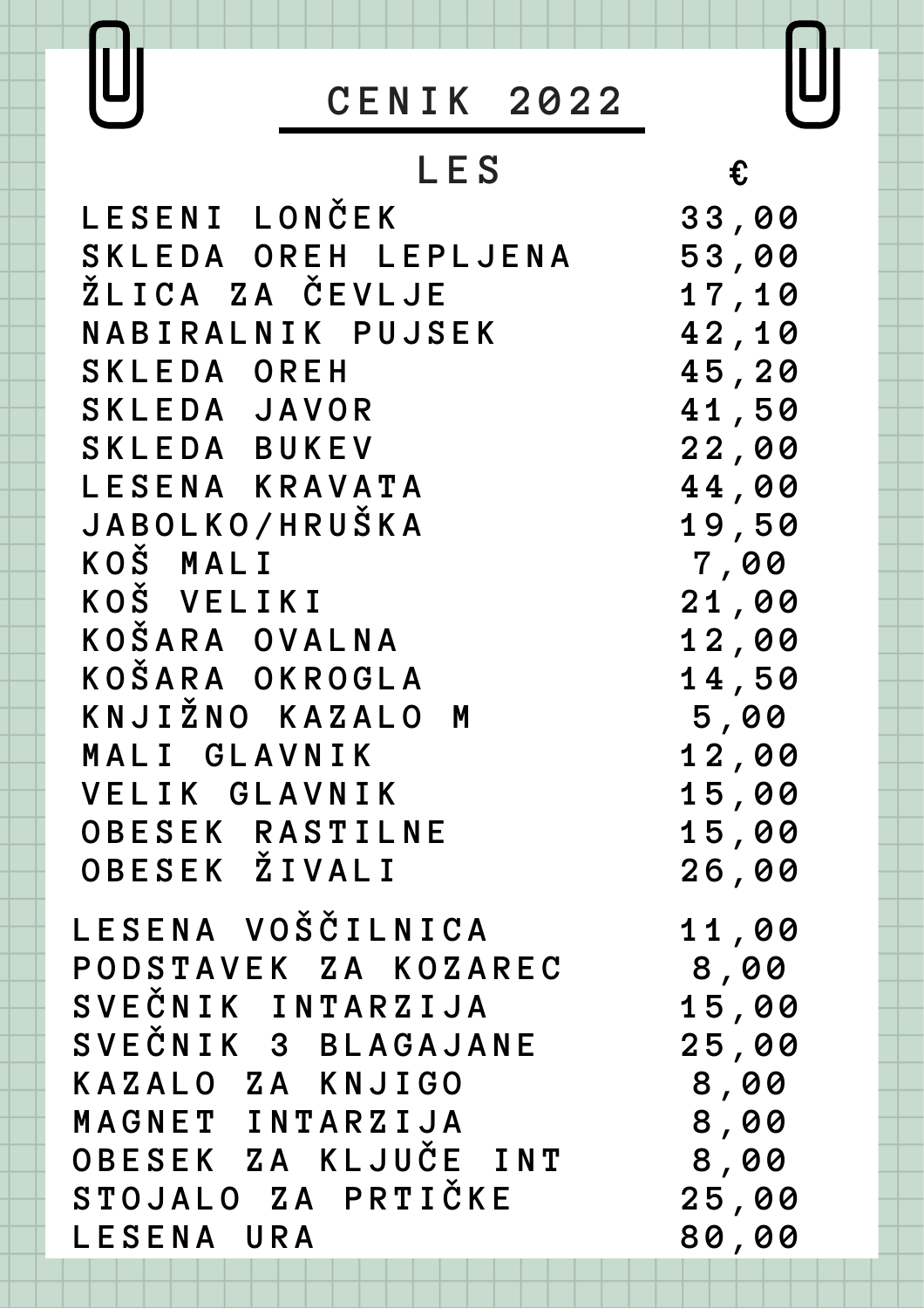# CENIK 2022

| LES | € |
|---|---|
| LESENI LONČEK | 33,00 |
| SKLEDA OREH LEPLJENA | 53,00 |
| ŽLICA ZA ČEVLJE | 17,10 |
| NABIRALNIK PUJSEK | 42,10 |
| SKLEDA OREH | 45,20 |
| SKLEDA JAVOR | 41,50 |
| SKLEDA BUKEV | 22,00 |
| LESENA KRAVATA | 44,00 |
| JABOLKO/HRUŠKA | 19,50 |
| KOŠ MALI | 7,00 |
| KOŠ VELIKI | 21,00 |
| KOŠARA OVALNA | 12,00 |
| KOŠARA OKROGLA | 14,50 |
| KNJIŽNO KAZALO M | 5,00 |
| MALI GLAVNIK | 12,00 |
| VELIK GLAVNIK | 15,00 |
| OBESEK RASTILNE | 15,00 |
| OBESEK ŽIVALI | 26,00 |
| LESENA VOŠČILNICA | 11,00 |
| PODSTAVEK ZA KOZAREC | 8,00 |
| SVEČNIK INTARZIJA | 15,00 |
| SVEČNIK 3 BLAGAJANE | 25,00 |
| KAZALO ZA KNJIGO | 8,00 |
| MAGNET INTARZIJA | 8,00 |
| OBESEK ZA KLJUČE INT | 8,00 |
| STOJALO ZA PRTIČKE | 25,00 |
| LESENA URA | 80,00 |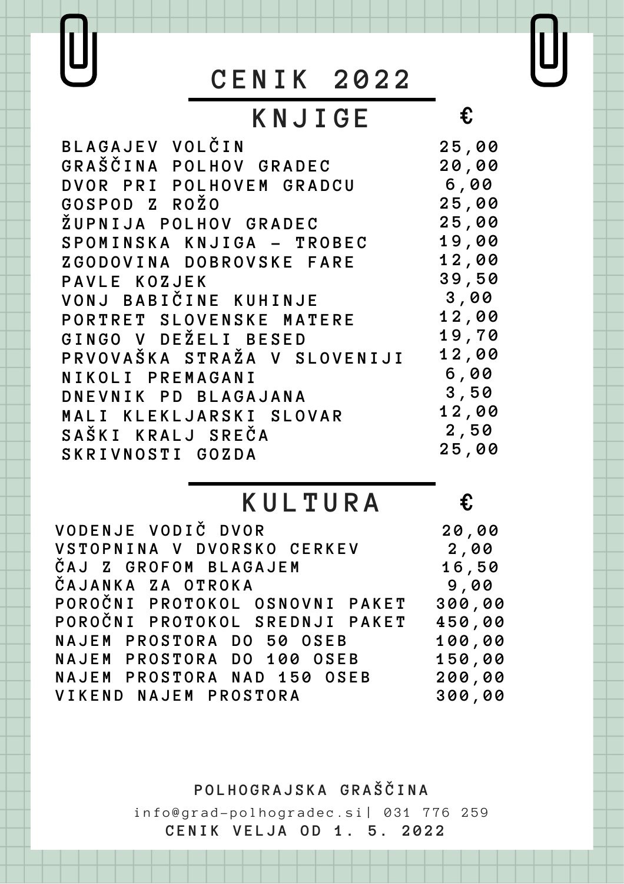# CENIK 2022

## KNJIGE

| KNJIGE | € |
|---|---|
| BLAGAJEV VOLČIN | 25,00 |
| GRAŠČINA POLHOV GRADEC | 20,00 |
| DVOR PRI POLHOVEM GRADCU | 6,00 |
| GOSPOD Z ROŽO | 25,00 |
| ŽUPNIJA POLHOV GRADEC | 25,00 |
| SPOMINSKA KNJIGA - TROBEC | 19,00 |
| ZGODOVINA DOBROVSKE FARE | 12,00 |
| PAVLE KOZJEK | 39,50 |
| VONJ BABIČINE KUHINJE | 3,00 |
| PORTRET SLOVENSKE MATERE | 12,00 |
| GINGO V DEŽELI BESED | 19,70 |
| PRVOVAŠKA STRAŽA V SLOVENIJI | 12,00 |
| NIKOLI PREMAGANI | 6,00 |
| DNEVNIK PD BLAGAJANA | 3,50 |
| MALI KLEKLJARSKI SLOVAR | 12,00 |
| SAŠKI KRALJ SREČA | 2,50 |
| SKRIVNOSTI GOZDA | 25,00 |

## KULTURA

| KULTURA | € |
|---|---|
| VODENJE VODIČ DVOR | 20,00 |
| VSTOPNINA V DVORSKO CERKEV | 2,00 |
| ČAJ Z GROFOM BLAGAJEM | 16,50 |
| ČAJANKA ZA OTROKA | 9,00 |
| POROČNI PROTOKOL OSNOVNI PAKET | 300,00 |
| POROČNI PROTOKOL SREDNJI PAKET | 450,00 |
| NAJEM PROSTORA DO 50 OSEB | 100,00 |
| NAJEM PROSTORA DO 100 OSEB | 150,00 |
| NAJEM PROSTORA NAD 150 OSEB | 200,00 |
| VIKEND NAJEM PROSTORA | 300,00 |

POLHOGRAJSKA GRAŠČINA

info@grad-polhogradec.si| 031 776 259

CENIK VELJA OD 1. 5. 2022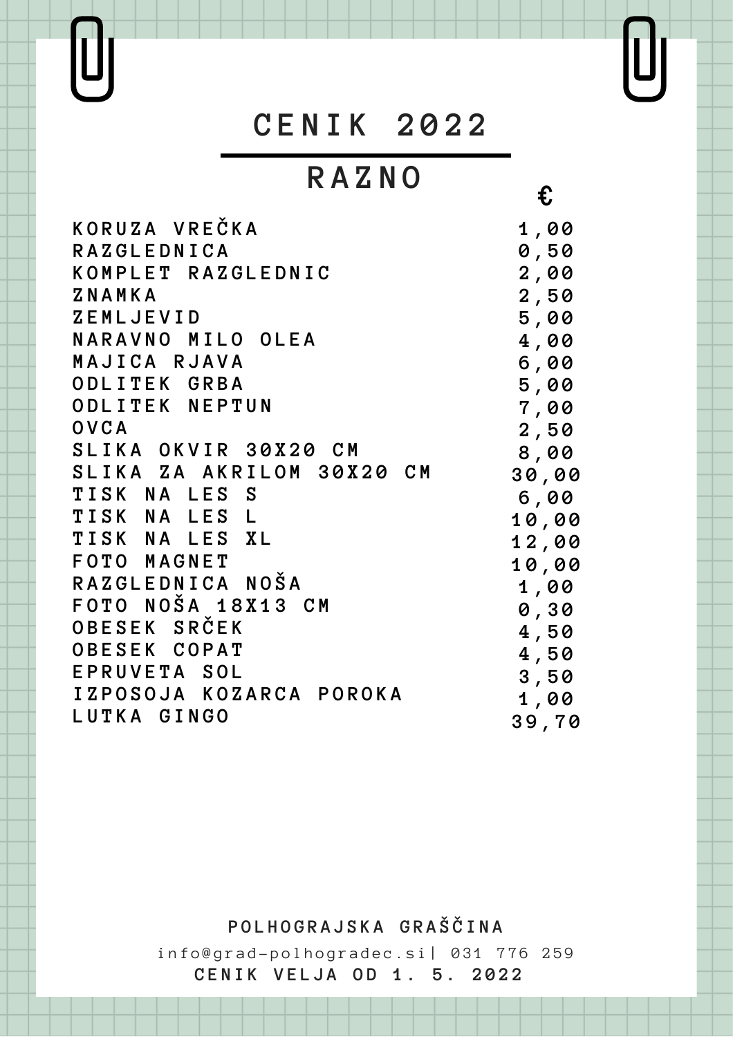# CENIK 2022

## RAZNO

| | € |
|---|---|
| KORUZA VREČKA | 1,00 |
| RAZGLEDNICA | 0,50 |
| KOMPLET RAZGLEDNIC | 2,00 |
| ZNAMKA | 2,50 |
| ZEMLJEVID | 5,00 |
| NARAVNO MILO OLEA | 4,00 |
| MAJICA RJAVA | 6,00 |
| ODLITEK GRBA | 5,00 |
| ODLITEK NEPTUN | 7,00 |
| OVCA | 2,50 |
| SLIKA OKVIR 30X20 CM | 8,00 |
| SLIKA ZA AKRILOM 30X20 CM | 30,00 |
| TISK NA LES S | 6,00 |
| TISK NA LES L | 10,00 |
| TISK NA LES XL | 12,00 |
| FOTO MAGNET | 10,00 |
| RAZGLEDNICA NOŠA | 1,00 |
| FOTO NOŠA 18X13 CM | 0,30 |
| OBESEK SRČEK | 4,50 |
| OBESEK COPAT | 4,50 |
| EPRUVETA SOL | 3,50 |
| IZPOSOJA KOZARCA POROKA | 1,00 |
| LUTKA GINGO | 39,70 |

POLHOGRAJSKA GRAŠČINA

info@grad-polhogradec.si| 031 776 259

CENIK VELJA OD 1. 5. 2022